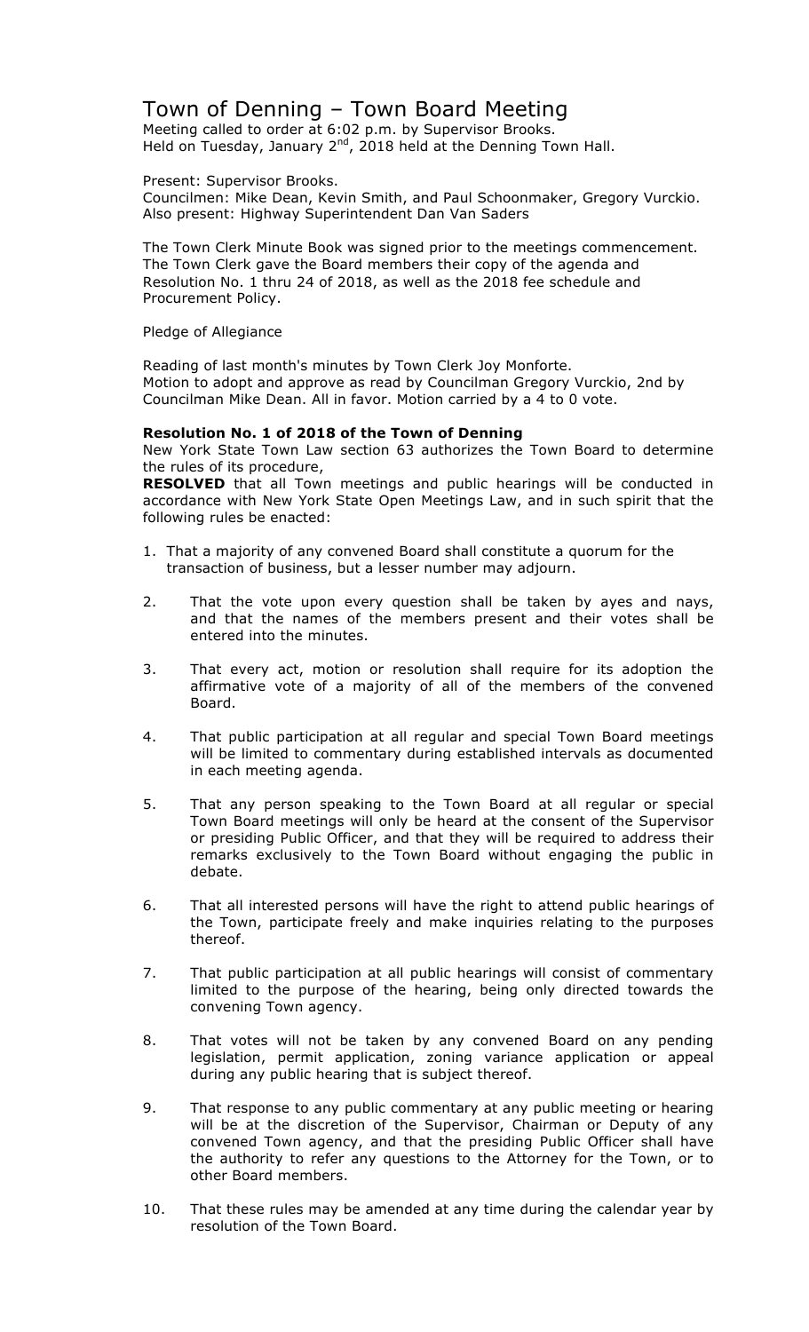# Town of Denning – Town Board Meeting

Meeting called to order at 6:02 p.m. by Supervisor Brooks.
Held on Tuesday, January 2nd, 2018 held at the Denning Town Hall.

Present: Supervisor Brooks.
Councilmen: Mike Dean, Kevin Smith, and Paul Schoonmaker, Gregory Vurckio.
Also present: Highway Superintendent Dan Van Saders

The Town Clerk Minute Book was signed prior to the meetings commencement. The Town Clerk gave the Board members their copy of the agenda and Resolution No. 1 thru 24 of 2018, as well as the 2018 fee schedule and Procurement Policy.

Pledge of Allegiance

Reading of last month's minutes by Town Clerk Joy Monforte.
Motion to adopt and approve as read by Councilman Gregory Vurckio, 2nd by Councilman Mike Dean. All in favor. Motion carried by a 4 to 0 vote.

**Resolution No. 1 of 2018 of the Town of Denning**

New York State Town Law section 63 authorizes the Town Board to determine the rules of its procedure,

**RESOLVED** that all Town meetings and public hearings will be conducted in accordance with New York State Open Meetings Law, and in such spirit that the following rules be enacted:

1. That a majority of any convened Board shall constitute a quorum for the transaction of business, but a lesser number may adjourn.
2. That the vote upon every question shall be taken by ayes and nays, and that the names of the members present and their votes shall be entered into the minutes.
3. That every act, motion or resolution shall require for its adoption the affirmative vote of a majority of all of the members of the convened Board.
4. That public participation at all regular and special Town Board meetings will be limited to commentary during established intervals as documented in each meeting agenda.
5. That any person speaking to the Town Board at all regular or special Town Board meetings will only be heard at the consent of the Supervisor or presiding Public Officer, and that they will be required to address their remarks exclusively to the Town Board without engaging the public in debate.
6. That all interested persons will have the right to attend public hearings of the Town, participate freely and make inquiries relating to the purposes thereof.
7. That public participation at all public hearings will consist of commentary limited to the purpose of the hearing, being only directed towards the convening Town agency.
8. That votes will not be taken by any convened Board on any pending legislation, permit application, zoning variance application or appeal during any public hearing that is subject thereof.
9. That response to any public commentary at any public meeting or hearing will be at the discretion of the Supervisor, Chairman or Deputy of any convened Town agency, and that the presiding Public Officer shall have the authority to refer any questions to the Attorney for the Town, or to other Board members.
10. That these rules may be amended at any time during the calendar year by resolution of the Town Board.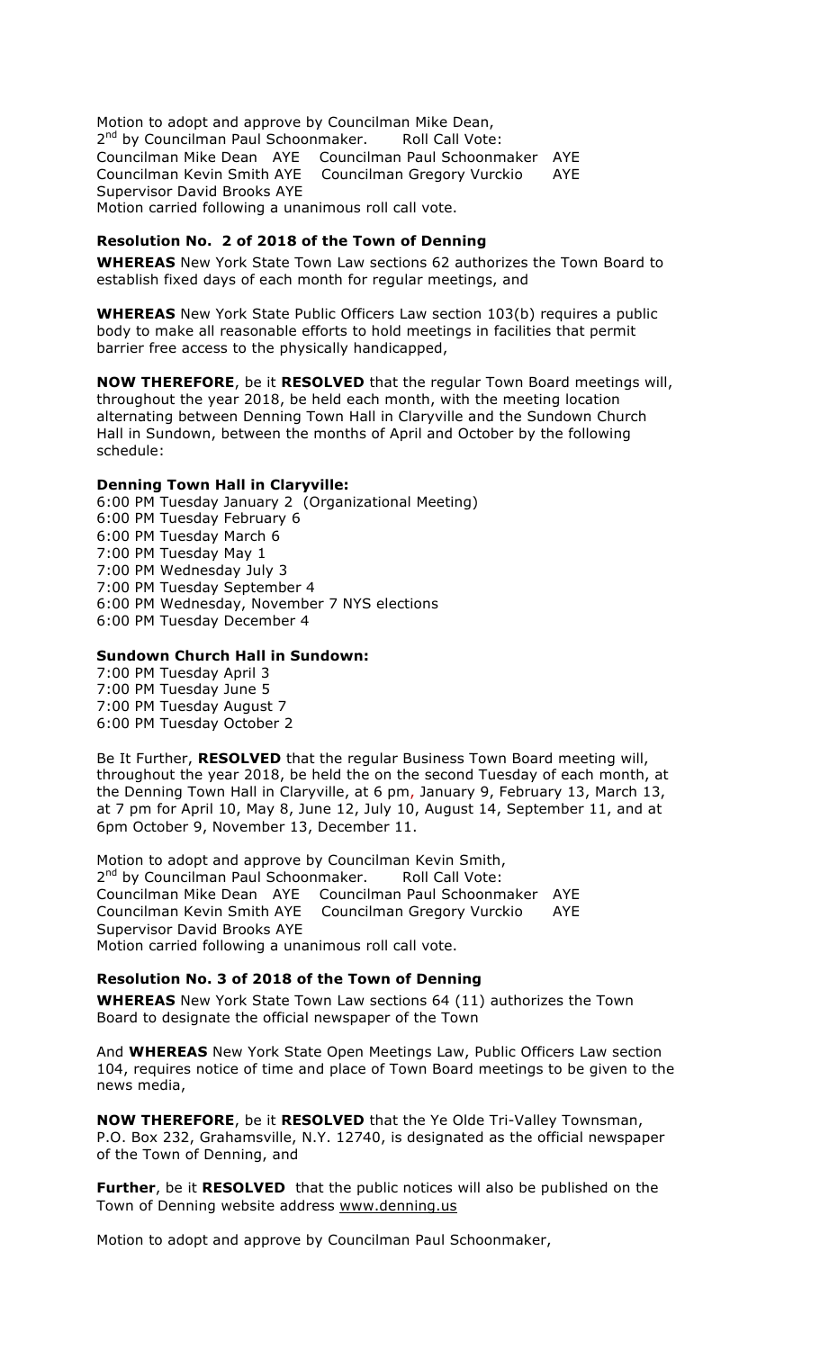Motion to adopt and approve by Councilman Mike Dean,
2nd by Councilman Paul Schoonmaker. Roll Call Vote:
Councilman Mike Dean AYE Councilman Paul Schoonmaker AYE
Councilman Kevin Smith AYE Councilman Gregory Vurckio AYE
Supervisor David Brooks AYE
Motion carried following a unanimous roll call vote.

### Resolution No. 2 of 2018 of the Town of Denning

**WHEREAS** New York State Town Law sections 62 authorizes the Town Board to establish fixed days of each month for regular meetings, and

**WHEREAS** New York State Public Officers Law section 103(b) requires a public body to make all reasonable efforts to hold meetings in facilities that permit barrier free access to the physically handicapped,

**NOW THEREFORE**, be it **RESOLVED** that the regular Town Board meetings will, throughout the year 2018, be held each month, with the meeting location alternating between Denning Town Hall in Claryville and the Sundown Church Hall in Sundown, between the months of April and October by the following schedule:

**Denning Town Hall in Claryville:**

6:00 PM Tuesday January 2 (Organizational Meeting)
6:00 PM Tuesday February 6
6:00 PM Tuesday March 6
7:00 PM Tuesday May 1
7:00 PM Wednesday July 3
7:00 PM Tuesday September 4
6:00 PM Wednesday, November 7 NYS elections
6:00 PM Tuesday December 4

**Sundown Church Hall in Sundown:**

7:00 PM Tuesday April 3
7:00 PM Tuesday June 5
7:00 PM Tuesday August 7
6:00 PM Tuesday October 2

Be It Further, **RESOLVED** that the regular Business Town Board meeting will, throughout the year 2018, be held the on the second Tuesday of each month, at the Denning Town Hall in Claryville, at 6 pm, January 9, February 13, March 13, at 7 pm for April 10, May 8, June 12, July 10, August 14, September 11, and at 6pm October 9, November 13, December 11.

Motion to adopt and approve by Councilman Kevin Smith,
2nd by Councilman Paul Schoonmaker. Roll Call Vote:
Councilman Mike Dean AYE Councilman Paul Schoonmaker AYE
Councilman Kevin Smith AYE Councilman Gregory Vurckio AYE
Supervisor David Brooks AYE
Motion carried following a unanimous roll call vote.

### Resolution No. 3 of 2018 of the Town of Denning

**WHEREAS** New York State Town Law sections 64 (11) authorizes the Town Board to designate the official newspaper of the Town

And **WHEREAS** New York State Open Meetings Law, Public Officers Law section 104, requires notice of time and place of Town Board meetings to be given to the news media,

**NOW THEREFORE**, be it **RESOLVED** that the Ye Olde Tri-Valley Townsman, P.O. Box 232, Grahamsville, N.Y. 12740, is designated as the official newspaper of the Town of Denning, and

**Further**, be it **RESOLVED** that the public notices will also be published on the Town of Denning website address www.denning.us

Motion to adopt and approve by Councilman Paul Schoonmaker,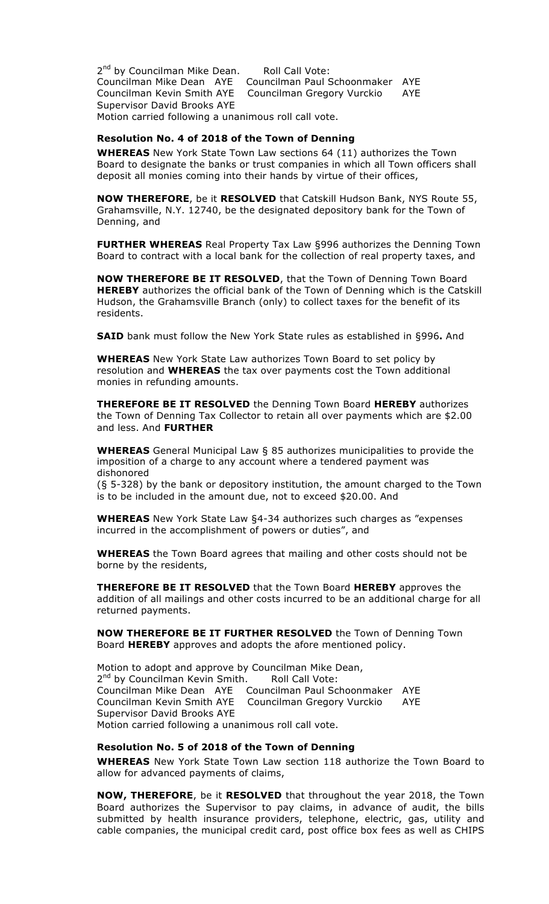2[nd] by Councilman Mike Dean. Roll Call Vote:
Councilman Mike Dean AYE Councilman Paul Schoonmaker AYE
Councilman Kevin Smith AYE Councilman Gregory Vurckio AYE
Supervisor David Brooks AYE
Motion carried following a unanimous roll call vote.

### Resolution No. 4 of 2018 of the Town of Denning

**WHEREAS** New York State Town Law sections 64 (11) authorizes the Town Board to designate the banks or trust companies in which all Town officers shall deposit all monies coming into their hands by virtue of their offices,

**NOW THEREFORE**, be it **RESOLVED** that Catskill Hudson Bank, NYS Route 55, Grahamsville, N.Y. 12740, be the designated depository bank for the Town of Denning, and

**FURTHER WHEREAS** Real Property Tax Law §996 authorizes the Denning Town Board to contract with a local bank for the collection of real property taxes, and

**NOW THEREFORE BE IT RESOLVED**, that the Town of Denning Town Board **HEREBY** authorizes the official bank of the Town of Denning which is the Catskill Hudson, the Grahamsville Branch (only) to collect taxes for the benefit of its residents.

**SAID** bank must follow the New York State rules as established in §996**.** And

**WHEREAS** New York State Law authorizes Town Board to set policy by resolution and **WHEREAS** the tax over payments cost the Town additional monies in refunding amounts.

**THEREFORE BE IT RESOLVED** the Denning Town Board **HEREBY** authorizes the Town of Denning Tax Collector to retain all over payments which are $2.00 and less. And **FURTHER**

**WHEREAS** General Municipal Law § 85 authorizes municipalities to provide the imposition of a charge to any account where a tendered payment was dishonored
(§ 5-328) by the bank or depository institution, the amount charged to the Town is to be included in the amount due, not to exceed $20.00. And

**WHEREAS** New York State Law §4-34 authorizes such charges as "expenses incurred in the accomplishment of powers or duties", and

**WHEREAS** the Town Board agrees that mailing and other costs should not be borne by the residents,

**THEREFORE BE IT RESOLVED** that the Town Board **HEREBY** approves the addition of all mailings and other costs incurred to be an additional charge for all returned payments.

**NOW THEREFORE BE IT FURTHER RESOLVED** the Town of Denning Town Board **HEREBY** approves and adopts the afore mentioned policy.

Motion to adopt and approve by Councilman Mike Dean,
2[nd] by Councilman Kevin Smith. Roll Call Vote:
Councilman Mike Dean AYE Councilman Paul Schoonmaker AYE
Councilman Kevin Smith AYE Councilman Gregory Vurckio AYE
Supervisor David Brooks AYE
Motion carried following a unanimous roll call vote.

### Resolution No. 5 of 2018 of the Town of Denning

**WHEREAS** New York State Town Law section 118 authorize the Town Board to allow for advanced payments of claims,

**NOW, THEREFORE**, be it **RESOLVED** that throughout the year 2018, the Town Board authorizes the Supervisor to pay claims, in advance of audit, the bills submitted by health insurance providers, telephone, electric, gas, utility and cable companies, the municipal credit card, post office box fees as well as CHIPS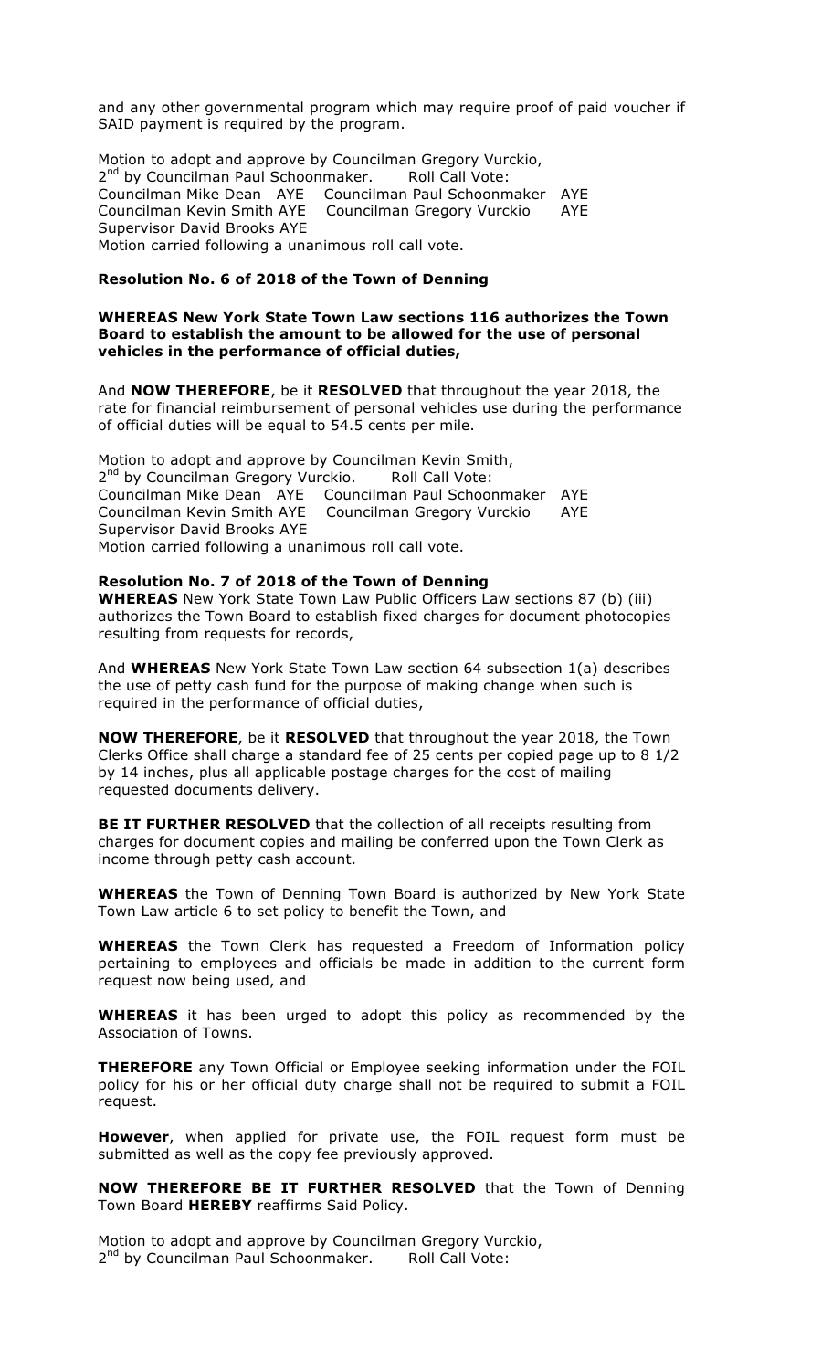and any other governmental program which may require proof of paid voucher if SAID payment is required by the program.

Motion to adopt and approve by Councilman Gregory Vurckio,
2nd by Councilman Paul Schoonmaker. Roll Call Vote:
Councilman Mike Dean AYE Councilman Paul Schoonmaker AYE
Councilman Kevin Smith AYE Councilman Gregory Vurckio AYE
Supervisor David Brooks AYE
Motion carried following a unanimous roll call vote.

**Resolution No. 6 of 2018 of the Town of Denning**

**WHEREAS New York State Town Law sections 116 authorizes the Town Board to establish the amount to be allowed for the use of personal vehicles in the performance of official duties,**

And **NOW THEREFORE**, be it **RESOLVED** that throughout the year 2018, the rate for financial reimbursement of personal vehicles use during the performance of official duties will be equal to 54.5 cents per mile.

Motion to adopt and approve by Councilman Kevin Smith,
2nd by Councilman Gregory Vurckio. Roll Call Vote:
Councilman Mike Dean AYE Councilman Paul Schoonmaker AYE
Councilman Kevin Smith AYE Councilman Gregory Vurckio AYE
Supervisor David Brooks AYE
Motion carried following a unanimous roll call vote.

**Resolution No. 7 of 2018 of the Town of Denning**

**WHEREAS** New York State Town Law Public Officers Law sections 87 (b) (iii) authorizes the Town Board to establish fixed charges for document photocopies resulting from requests for records,

And **WHEREAS** New York State Town Law section 64 subsection 1(a) describes the use of petty cash fund for the purpose of making change when such is required in the performance of official duties,

**NOW THEREFORE**, be it **RESOLVED** that throughout the year 2018, the Town Clerks Office shall charge a standard fee of 25 cents per copied page up to 8 1/2 by 14 inches, plus all applicable postage charges for the cost of mailing requested documents delivery.

**BE IT FURTHER RESOLVED** that the collection of all receipts resulting from charges for document copies and mailing be conferred upon the Town Clerk as income through petty cash account.

**WHEREAS** the Town of Denning Town Board is authorized by New York State Town Law article 6 to set policy to benefit the Town, and

**WHEREAS** the Town Clerk has requested a Freedom of Information policy pertaining to employees and officials be made in addition to the current form request now being used, and

**WHEREAS** it has been urged to adopt this policy as recommended by the Association of Towns.

**THEREFORE** any Town Official or Employee seeking information under the FOIL policy for his or her official duty charge shall not be required to submit a FOIL request.

**However**, when applied for private use, the FOIL request form must be submitted as well as the copy fee previously approved.

**NOW THEREFORE BE IT FURTHER RESOLVED** that the Town of Denning Town Board **HEREBY** reaffirms Said Policy.

Motion to adopt and approve by Councilman Gregory Vurckio,
2nd by Councilman Paul Schoonmaker. Roll Call Vote: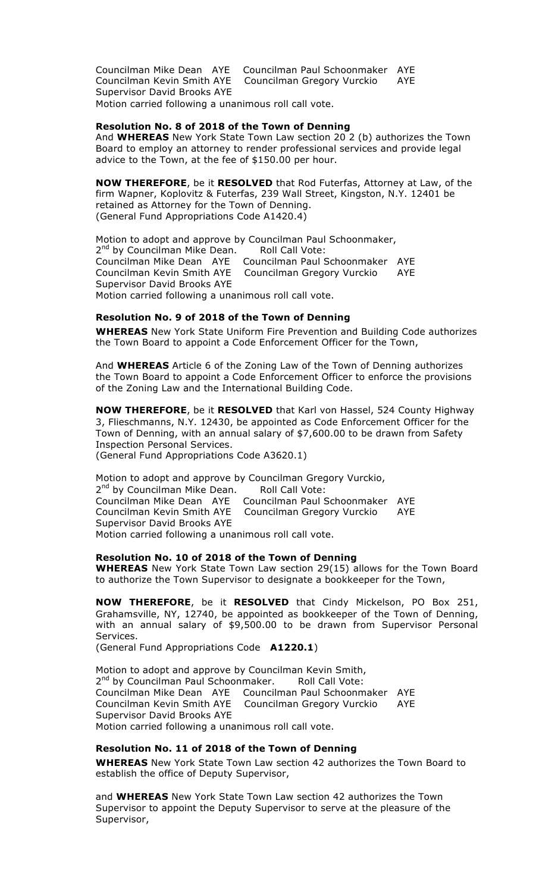Councilman Mike Dean AYE Councilman Paul Schoonmaker AYE
Councilman Kevin Smith AYE Councilman Gregory Vurckio AYE
Supervisor David Brooks AYE
Motion carried following a unanimous roll call vote.

### Resolution No. 8 of 2018 of the Town of Denning

And **WHEREAS** New York State Town Law section 20 2 (b) authorizes the Town Board to employ an attorney to render professional services and provide legal advice to the Town, at the fee of $150.00 per hour.

**NOW THEREFORE**, be it **RESOLVED** that Rod Futerfas, Attorney at Law, of the firm Wapner, Koplovitz & Futerfas, 239 Wall Street, Kingston, N.Y. 12401 be retained as Attorney for the Town of Denning.
(General Fund Appropriations Code A1420.4)

Motion to adopt and approve by Councilman Paul Schoonmaker,
2nd by Councilman Mike Dean. Roll Call Vote:
Councilman Mike Dean AYE Councilman Paul Schoonmaker AYE
Councilman Kevin Smith AYE Councilman Gregory Vurckio AYE
Supervisor David Brooks AYE
Motion carried following a unanimous roll call vote.

### Resolution No. 9 of 2018 of the Town of Denning

**WHEREAS** New York State Uniform Fire Prevention and Building Code authorizes the Town Board to appoint a Code Enforcement Officer for the Town,

And **WHEREAS** Article 6 of the Zoning Law of the Town of Denning authorizes the Town Board to appoint a Code Enforcement Officer to enforce the provisions of the Zoning Law and the International Building Code.

**NOW THEREFORE**, be it **RESOLVED** that Karl von Hassel, 524 County Highway 3, Flieschmanns, N.Y. 12430, be appointed as Code Enforcement Officer for the Town of Denning, with an annual salary of $7,600.00 to be drawn from Safety Inspection Personal Services.
(General Fund Appropriations Code A3620.1)

Motion to adopt and approve by Councilman Gregory Vurckio,
2nd by Councilman Mike Dean. Roll Call Vote:
Councilman Mike Dean AYE Councilman Paul Schoonmaker AYE
Councilman Kevin Smith AYE Councilman Gregory Vurckio AYE
Supervisor David Brooks AYE
Motion carried following a unanimous roll call vote.

### Resolution No. 10 of 2018 of the Town of Denning

**WHEREAS** New York State Town Law section 29(15) allows for the Town Board to authorize the Town Supervisor to designate a bookkeeper for the Town,

**NOW THEREFORE**, be it **RESOLVED** that Cindy Mickelson, PO Box 251, Grahamsville, NY, 12740, be appointed as bookkeeper of the Town of Denning, with an annual salary of $9,500.00 to be drawn from Supervisor Personal Services.
(General Fund Appropriations Code **A1220.1**)

Motion to adopt and approve by Councilman Kevin Smith,
2nd by Councilman Paul Schoonmaker. Roll Call Vote:
Councilman Mike Dean AYE Councilman Paul Schoonmaker AYE
Councilman Kevin Smith AYE Councilman Gregory Vurckio AYE
Supervisor David Brooks AYE
Motion carried following a unanimous roll call vote.

### Resolution No. 11 of 2018 of the Town of Denning

**WHEREAS** New York State Town Law section 42 authorizes the Town Board to establish the office of Deputy Supervisor,

and **WHEREAS** New York State Town Law section 42 authorizes the Town Supervisor to appoint the Deputy Supervisor to serve at the pleasure of the Supervisor,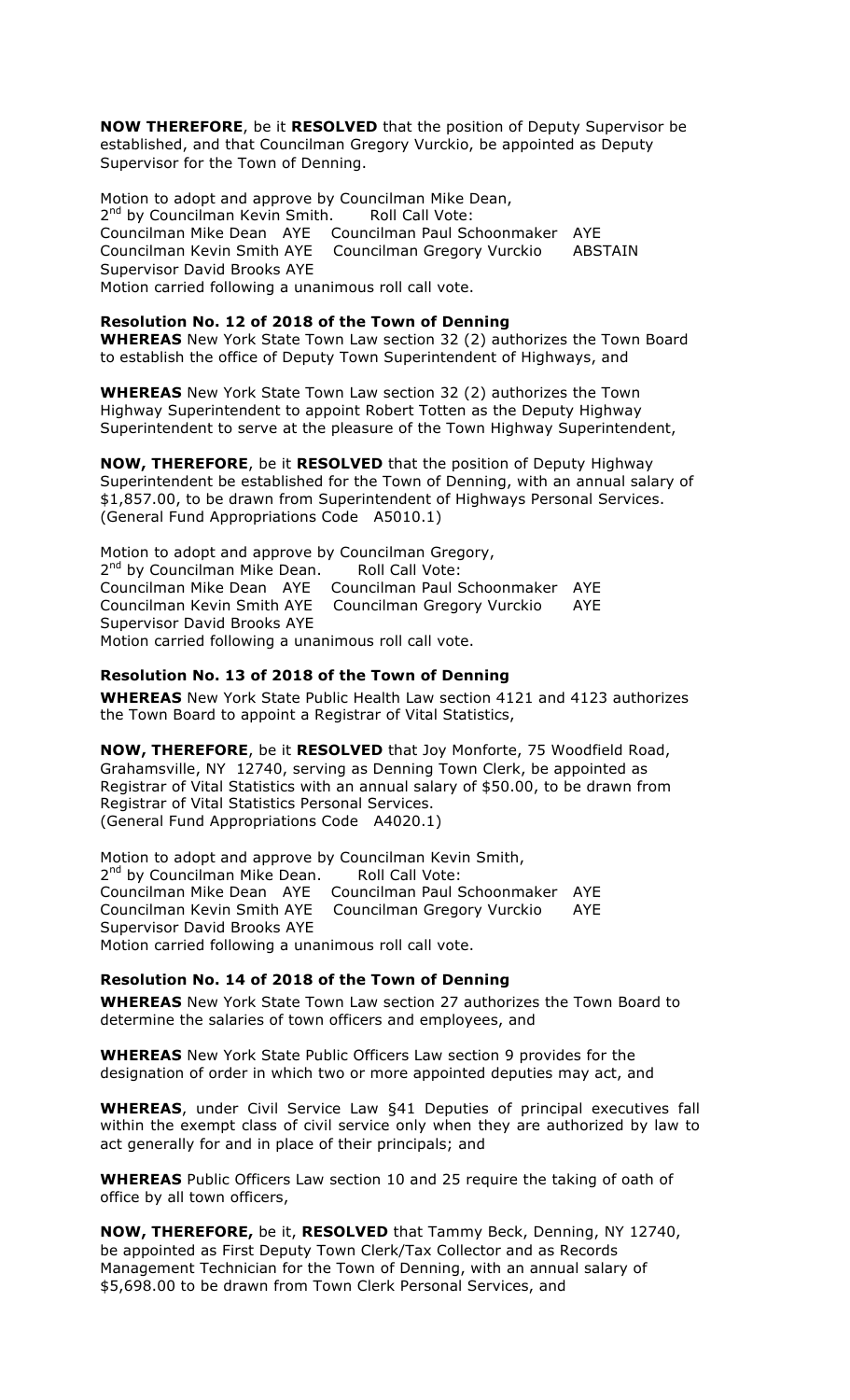**NOW THEREFORE**, be it **RESOLVED** that the position of Deputy Supervisor be established, and that Councilman Gregory Vurckio, be appointed as Deputy Supervisor for the Town of Denning.

Motion to adopt and approve by Councilman Mike Dean,
2nd by Councilman Kevin Smith. Roll Call Vote:
Councilman Mike Dean AYE Councilman Paul Schoonmaker AYE
Councilman Kevin Smith AYE Councilman Gregory Vurckio ABSTAIN
Supervisor David Brooks AYE
Motion carried following a unanimous roll call vote.

**Resolution No. 12 of 2018 of the Town of Denning**

**WHEREAS** New York State Town Law section 32 (2) authorizes the Town Board to establish the office of Deputy Town Superintendent of Highways, and

**WHEREAS** New York State Town Law section 32 (2) authorizes the Town Highway Superintendent to appoint Robert Totten as the Deputy Highway Superintendent to serve at the pleasure of the Town Highway Superintendent,

**NOW, THEREFORE**, be it **RESOLVED** that the position of Deputy Highway Superintendent be established for the Town of Denning, with an annual salary of $1,857.00, to be drawn from Superintendent of Highways Personal Services. (General Fund Appropriations Code A5010.1)

Motion to adopt and approve by Councilman Gregory,
2nd by Councilman Mike Dean. Roll Call Vote:
Councilman Mike Dean AYE Councilman Paul Schoonmaker AYE
Councilman Kevin Smith AYE Councilman Gregory Vurckio AYE
Supervisor David Brooks AYE
Motion carried following a unanimous roll call vote.

**Resolution No. 13 of 2018 of the Town of Denning**

**WHEREAS** New York State Public Health Law section 4121 and 4123 authorizes the Town Board to appoint a Registrar of Vital Statistics,

**NOW, THEREFORE**, be it **RESOLVED** that Joy Monforte, 75 Woodfield Road, Grahamsville, NY 12740, serving as Denning Town Clerk, be appointed as Registrar of Vital Statistics with an annual salary of $50.00, to be drawn from Registrar of Vital Statistics Personal Services.
(General Fund Appropriations Code A4020.1)

Motion to adopt and approve by Councilman Kevin Smith,
2nd by Councilman Mike Dean. Roll Call Vote:
Councilman Mike Dean AYE Councilman Paul Schoonmaker AYE
Councilman Kevin Smith AYE Councilman Gregory Vurckio AYE
Supervisor David Brooks AYE
Motion carried following a unanimous roll call vote.

**Resolution No. 14 of 2018 of the Town of Denning**

**WHEREAS** New York State Town Law section 27 authorizes the Town Board to determine the salaries of town officers and employees, and

**WHEREAS** New York State Public Officers Law section 9 provides for the designation of order in which two or more appointed deputies may act, and

**WHEREAS**, under Civil Service Law §41 Deputies of principal executives fall within the exempt class of civil service only when they are authorized by law to act generally for and in place of their principals; and

**WHEREAS** Public Officers Law section 10 and 25 require the taking of oath of office by all town officers,

**NOW, THEREFORE,** be it, **RESOLVED** that Tammy Beck, Denning, NY 12740, be appointed as First Deputy Town Clerk/Tax Collector and as Records Management Technician for the Town of Denning, with an annual salary of $5,698.00 to be drawn from Town Clerk Personal Services, and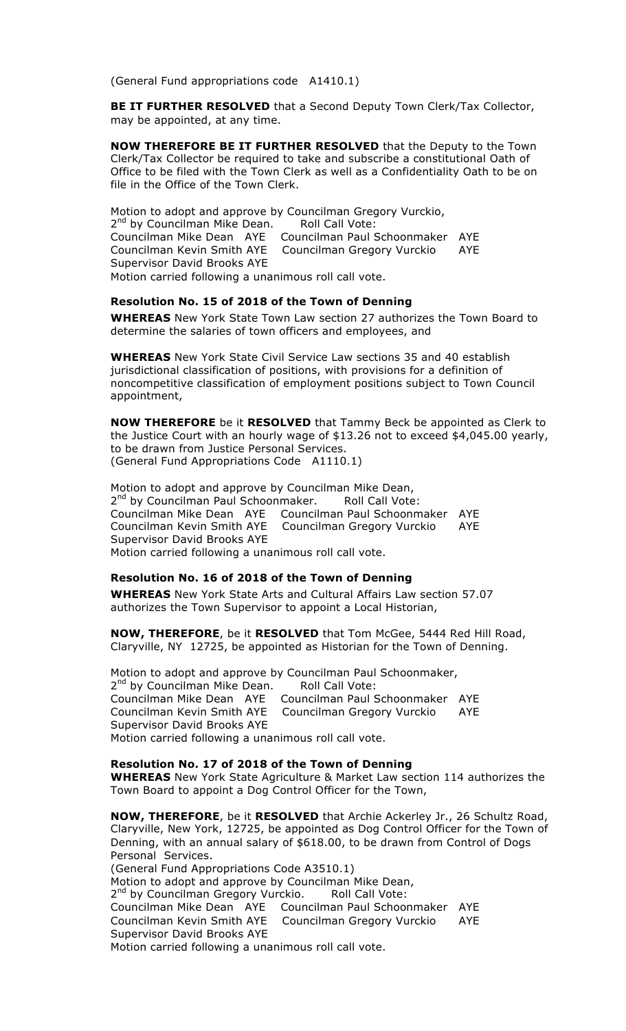(General Fund appropriations code A1410.1)

**BE IT FURTHER RESOLVED** that a Second Deputy Town Clerk/Tax Collector, may be appointed, at any time.

**NOW THEREFORE BE IT FURTHER RESOLVED** that the Deputy to the Town Clerk/Tax Collector be required to take and subscribe a constitutional Oath of Office to be filed with the Town Clerk as well as a Confidentiality Oath to be on file in the Office of the Town Clerk.

Motion to adopt and approve by Councilman Gregory Vurckio,
2nd by Councilman Mike Dean. Roll Call Vote:
Councilman Mike Dean AYE Councilman Paul Schoonmaker AYE
Councilman Kevin Smith AYE Councilman Gregory Vurckio AYE
Supervisor David Brooks AYE
Motion carried following a unanimous roll call vote.

### Resolution No. 15 of 2018 of the Town of Denning

**WHEREAS** New York State Town Law section 27 authorizes the Town Board to determine the salaries of town officers and employees, and

**WHEREAS** New York State Civil Service Law sections 35 and 40 establish jurisdictional classification of positions, with provisions for a definition of noncompetitive classification of employment positions subject to Town Council appointment,

**NOW THEREFORE** be it **RESOLVED** that Tammy Beck be appointed as Clerk to the Justice Court with an hourly wage of $13.26 not to exceed $4,045.00 yearly, to be drawn from Justice Personal Services.
(General Fund Appropriations Code A1110.1)

Motion to adopt and approve by Councilman Mike Dean,
2nd by Councilman Paul Schoonmaker. Roll Call Vote:
Councilman Mike Dean AYE Councilman Paul Schoonmaker AYE
Councilman Kevin Smith AYE Councilman Gregory Vurckio AYE
Supervisor David Brooks AYE
Motion carried following a unanimous roll call vote.

### Resolution No. 16 of 2018 of the Town of Denning

**WHEREAS** New York State Arts and Cultural Affairs Law section 57.07 authorizes the Town Supervisor to appoint a Local Historian,

**NOW, THEREFORE**, be it **RESOLVED** that Tom McGee, 5444 Red Hill Road, Claryville, NY 12725, be appointed as Historian for the Town of Denning.

Motion to adopt and approve by Councilman Paul Schoonmaker,
2nd by Councilman Mike Dean. Roll Call Vote:
Councilman Mike Dean AYE Councilman Paul Schoonmaker AYE
Councilman Kevin Smith AYE Councilman Gregory Vurckio AYE
Supervisor David Brooks AYE
Motion carried following a unanimous roll call vote.

### Resolution No. 17 of 2018 of the Town of Denning

**WHEREAS** New York State Agriculture & Market Law section 114 authorizes the Town Board to appoint a Dog Control Officer for the Town,

**NOW, THEREFORE**, be it **RESOLVED** that Archie Ackerley Jr., 26 Schultz Road, Claryville, New York, 12725, be appointed as Dog Control Officer for the Town of Denning, with an annual salary of $618.00, to be drawn from Control of Dogs Personal Services.
(General Fund Appropriations Code A3510.1)
Motion to adopt and approve by Councilman Mike Dean,
2nd by Councilman Gregory Vurckio. Roll Call Vote:
Councilman Mike Dean AYE Councilman Paul Schoonmaker AYE
Councilman Kevin Smith AYE Councilman Gregory Vurckio AYE
Supervisor David Brooks AYE
Motion carried following a unanimous roll call vote.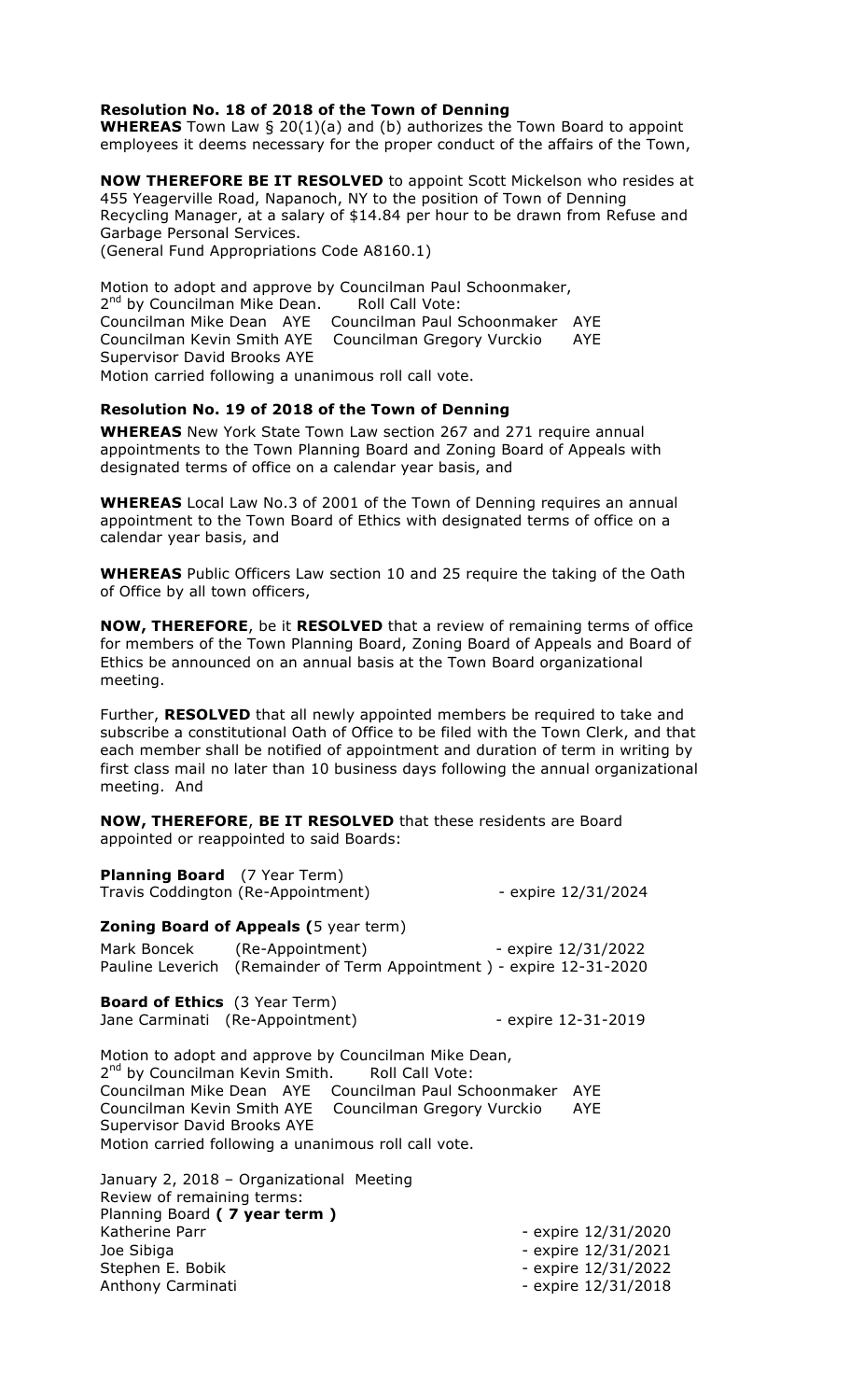**Resolution No. 18 of 2018 of the Town of Denning**

**WHEREAS** Town Law § 20(1)(a) and (b) authorizes the Town Board to appoint employees it deems necessary for the proper conduct of the affairs of the Town,

**NOW THEREFORE BE IT RESOLVED** to appoint Scott Mickelson who resides at 455 Yeagerville Road, Napanoch, NY to the position of Town of Denning Recycling Manager, at a salary of $14.84 per hour to be drawn from Refuse and Garbage Personal Services.
(General Fund Appropriations Code A8160.1)

Motion to adopt and approve by Councilman Paul Schoonmaker,
2nd by Councilman Mike Dean. Roll Call Vote:
Councilman Mike Dean AYE Councilman Paul Schoonmaker AYE
Councilman Kevin Smith AYE Councilman Gregory Vurckio AYE
Supervisor David Brooks AYE
Motion carried following a unanimous roll call vote.

**Resolution No. 19 of 2018 of the Town of Denning**

**WHEREAS** New York State Town Law section 267 and 271 require annual appointments to the Town Planning Board and Zoning Board of Appeals with designated terms of office on a calendar year basis, and

**WHEREAS** Local Law No.3 of 2001 of the Town of Denning requires an annual appointment to the Town Board of Ethics with designated terms of office on a calendar year basis, and

**WHEREAS** Public Officers Law section 10 and 25 require the taking of the Oath of Office by all town officers,

**NOW, THEREFORE**, be it **RESOLVED** that a review of remaining terms of office for members of the Town Planning Board, Zoning Board of Appeals and Board of Ethics be announced on an annual basis at the Town Board organizational meeting.

Further, **RESOLVED** that all newly appointed members be required to take and subscribe a constitutional Oath of Office to be filed with the Town Clerk, and that each member shall be notified of appointment and duration of term in writing by first class mail no later than 10 business days following the annual organizational meeting. And

**NOW, THEREFORE**, **BE IT RESOLVED** that these residents are Board appointed or reappointed to said Boards:

**Planning Board** (7 Year Term)
Travis Coddington (Re-Appointment) - expire 12/31/2024

**Zoning Board of Appeals (**5 year term)
Mark Boncek (Re-Appointment) - expire 12/31/2022
Pauline Leverich (Remainder of Term Appointment ) - expire 12-31-2020

**Board of Ethics** (3 Year Term)
Jane Carminati (Re-Appointment) - expire 12-31-2019

Motion to adopt and approve by Councilman Mike Dean,
2nd by Councilman Kevin Smith. Roll Call Vote:
Councilman Mike Dean AYE Councilman Paul Schoonmaker AYE
Councilman Kevin Smith AYE Councilman Gregory Vurckio AYE
Supervisor David Brooks AYE
Motion carried following a unanimous roll call vote.

January 2, 2018 – Organizational Meeting
Review of remaining terms:
Planning Board **( 7 year term )**
Katherine Parr - expire 12/31/2020
Joe Sibiga - expire 12/31/2021
Stephen E. Bobik - expire 12/31/2022
Anthony Carminati - expire 12/31/2018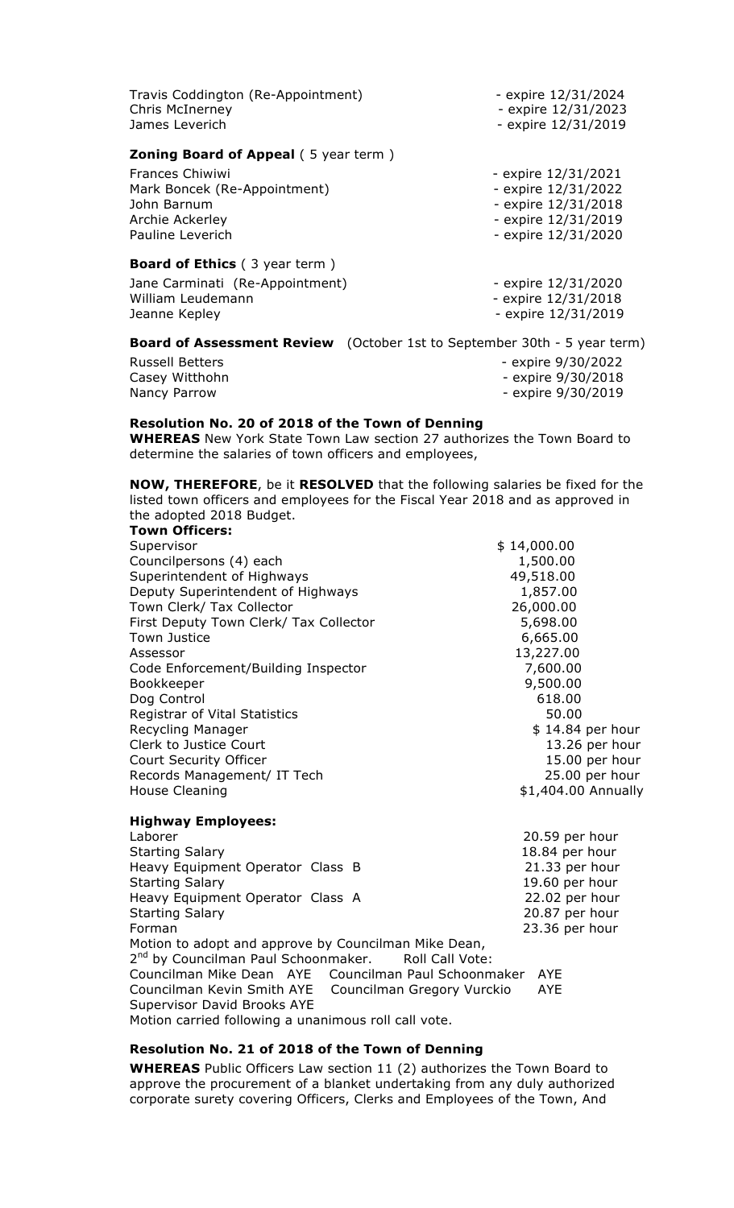| | |
|---|---|
| Travis Coddington (Re-Appointment) | - expire 12/31/2024 |
| Chris McInerney | - expire 12/31/2023 |
| James Leverich | - expire 12/31/2019 |

**Zoning Board of Appeal** ( 5 year term )

| | |
|---|---|
| Frances Chiwiwi | - expire 12/31/2021 |
| Mark Boncek (Re-Appointment) | - expire 12/31/2022 |
| John Barnum | - expire 12/31/2018 |
| Archie Ackerley | - expire 12/31/2019 |
| Pauline Leverich | - expire 12/31/2020 |

**Board of Ethics** ( 3 year term )

| | |
|---|---|
| Jane Carminati (Re-Appointment) | - expire 12/31/2020 |
| William Leudemann | - expire 12/31/2018 |
| Jeanne Kepley | - expire 12/31/2019 |

**Board of Assessment Review** (October 1st to September 30th - 5 year term)

| | |
|---|---|
| Russell Betters | - expire 9/30/2022 |
| Casey Witthohn | - expire 9/30/2018 |
| Nancy Parrow | - expire 9/30/2019 |

**Resolution No. 20 of 2018 of the Town of Denning**

**WHEREAS** New York State Town Law section 27 authorizes the Town Board to determine the salaries of town officers and employees,

**NOW, THEREFORE**, be it **RESOLVED** that the following salaries be fixed for the listed town officers and employees for the Fiscal Year 2018 and as approved in the adopted 2018 Budget.

**Town Officers:**

| | |
|---|---|
| Supervisor | $ 14,000.00 |
| Councilpersons (4) each | 1,500.00 |
| Superintendent of Highways | 49,518.00 |
| Deputy Superintendent of Highways | 1,857.00 |
| Town Clerk/ Tax Collector | 26,000.00 |
| First Deputy Town Clerk/ Tax Collector | 5,698.00 |
| Town Justice | 6,665.00 |
| Assessor | 13,227.00 |
| Code Enforcement/Building Inspector | 7,600.00 |
| Bookkeeper | 9,500.00 |
| Dog Control | 618.00 |
| Registrar of Vital Statistics | 50.00 |
| Recycling Manager | $ 14.84 per hour |
| Clerk to Justice Court | 13.26 per hour |
| Court Security Officer | 15.00 per hour |
| Records Management/ IT Tech | 25.00 per hour |
| House Cleaning | $1,404.00 Annually |

**Highway Employees:**

| | |
|---|---|
| Laborer | 20.59 per hour |
| Starting Salary | 18.84 per hour |
| Heavy Equipment Operator Class B | 21.33 per hour |
| Starting Salary | 19.60 per hour |
| Heavy Equipment Operator Class A | 22.02 per hour |
| Starting Salary | 20.87 per hour |
| Forman | 23.36 per hour |

Motion to adopt and approve by Councilman Mike Dean,
2nd by Councilman Paul Schoonmaker. Roll Call Vote:
Councilman Mike Dean AYE Councilman Paul Schoonmaker AYE
Councilman Kevin Smith AYE Councilman Gregory Vurckio AYE
Supervisor David Brooks AYE
Motion carried following a unanimous roll call vote.

**Resolution No. 21 of 2018 of the Town of Denning**

**WHEREAS** Public Officers Law section 11 (2) authorizes the Town Board to approve the procurement of a blanket undertaking from any duly authorized corporate surety covering Officers, Clerks and Employees of the Town, And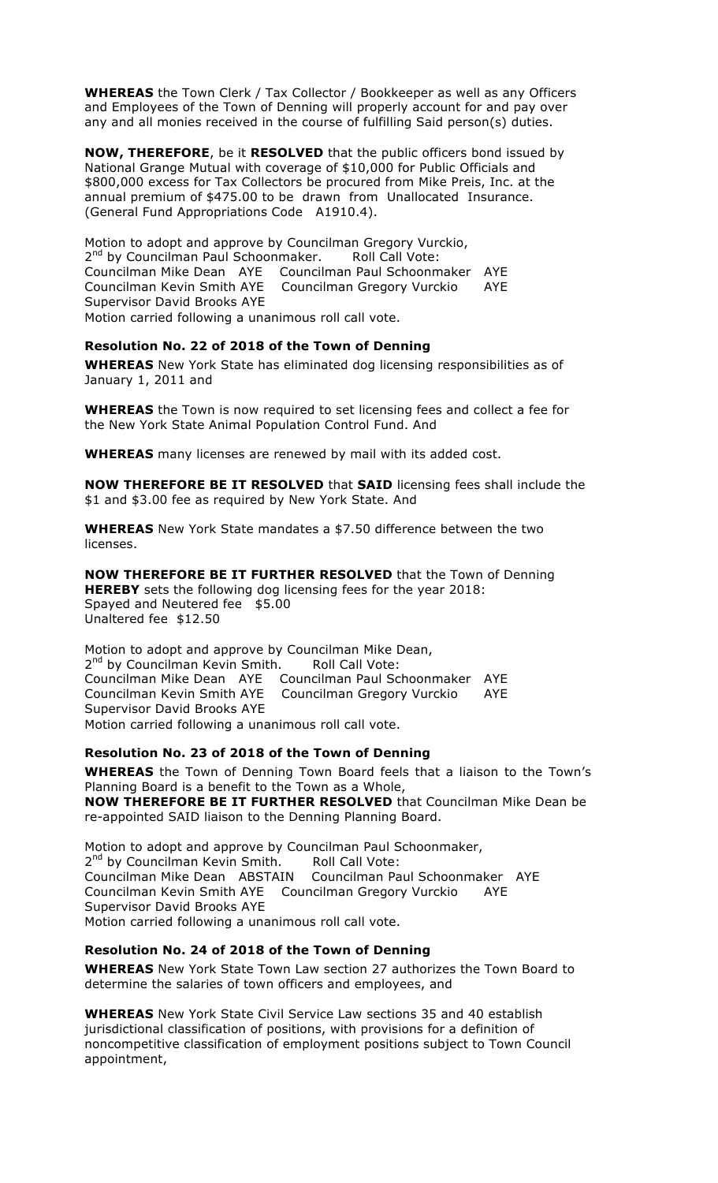**WHEREAS** the Town Clerk / Tax Collector / Bookkeeper as well as any Officers and Employees of the Town of Denning will properly account for and pay over any and all monies received in the course of fulfilling Said person(s) duties.

**NOW, THEREFORE**, be it **RESOLVED** that the public officers bond issued by National Grange Mutual with coverage of $10,000 for Public Officials and $800,000 excess for Tax Collectors be procured from Mike Preis, Inc. at the annual premium of $475.00 to be drawn from Unallocated Insurance. (General Fund Appropriations Code A1910.4).

Motion to adopt and approve by Councilman Gregory Vurckio,
2nd by Councilman Paul Schoonmaker. Roll Call Vote:
Councilman Mike Dean AYE Councilman Paul Schoonmaker AYE
Councilman Kevin Smith AYE Councilman Gregory Vurckio AYE
Supervisor David Brooks AYE
Motion carried following a unanimous roll call vote.

### Resolution No. 22 of 2018 of the Town of Denning

**WHEREAS** New York State has eliminated dog licensing responsibilities as of January 1, 2011 and

**WHEREAS** the Town is now required to set licensing fees and collect a fee for the New York State Animal Population Control Fund. And

**WHEREAS** many licenses are renewed by mail with its added cost.

**NOW THEREFORE BE IT RESOLVED** that **SAID** licensing fees shall include the $1 and $3.00 fee as required by New York State. And

**WHEREAS** New York State mandates a $7.50 difference between the two licenses.

**NOW THEREFORE BE IT FURTHER RESOLVED** that the Town of Denning **HEREBY** sets the following dog licensing fees for the year 2018:
Spayed and Neutered fee $5.00
Unaltered fee $12.50

Motion to adopt and approve by Councilman Mike Dean,
2nd by Councilman Kevin Smith. Roll Call Vote:
Councilman Mike Dean AYE Councilman Paul Schoonmaker AYE
Councilman Kevin Smith AYE Councilman Gregory Vurckio AYE
Supervisor David Brooks AYE
Motion carried following a unanimous roll call vote.

### Resolution No. 23 of 2018 of the Town of Denning

**WHEREAS** the Town of Denning Town Board feels that a liaison to the Town's Planning Board is a benefit to the Town as a Whole,
**NOW THEREFORE BE IT RESOLVED** that Councilman Mike Dean be re-appointed SAID liaison to the Denning Planning Board.

Motion to adopt and approve by Councilman Paul Schoonmaker,
2nd by Councilman Kevin Smith. Roll Call Vote:
Councilman Mike Dean ABSTAIN Councilman Paul Schoonmaker AYE
Councilman Kevin Smith AYE Councilman Gregory Vurckio AYE
Supervisor David Brooks AYE
Motion carried following a unanimous roll call vote.

### Resolution No. 24 of 2018 of the Town of Denning

**WHEREAS** New York State Town Law section 27 authorizes the Town Board to determine the salaries of town officers and employees, and

**WHEREAS** New York State Civil Service Law sections 35 and 40 establish jurisdictional classification of positions, with provisions for a definition of noncompetitive classification of employment positions subject to Town Council appointment,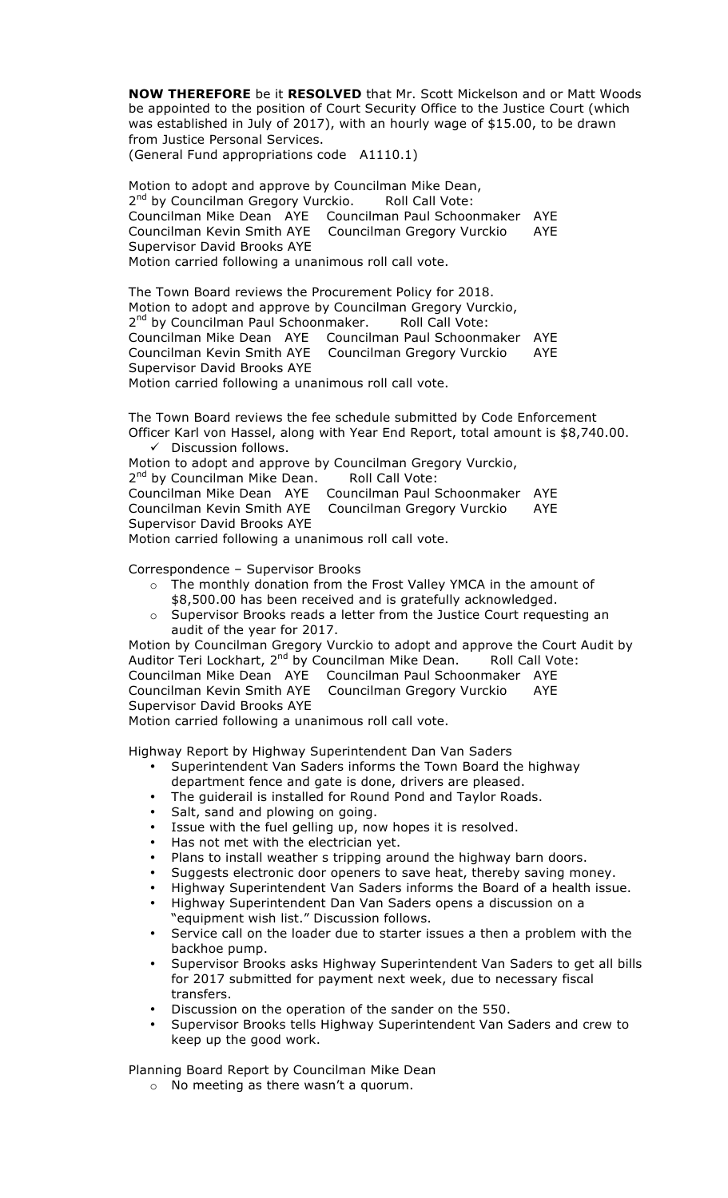**NOW THEREFORE** be it **RESOLVED** that Mr. Scott Mickelson and or Matt Woods be appointed to the position of Court Security Office to the Justice Court (which was established in July of 2017), with an hourly wage of $15.00, to be drawn from Justice Personal Services.
(General Fund appropriations code A1110.1)

Motion to adopt and approve by Councilman Mike Dean,
2nd by Councilman Gregory Vurckio. Roll Call Vote:
Councilman Mike Dean AYE Councilman Paul Schoonmaker AYE
Councilman Kevin Smith AYE Councilman Gregory Vurckio AYE
Supervisor David Brooks AYE
Motion carried following a unanimous roll call vote.

The Town Board reviews the Procurement Policy for 2018.
Motion to adopt and approve by Councilman Gregory Vurckio,
2nd by Councilman Paul Schoonmaker. Roll Call Vote:
Councilman Mike Dean AYE Councilman Paul Schoonmaker AYE
Councilman Kevin Smith AYE Councilman Gregory Vurckio AYE
Supervisor David Brooks AYE
Motion carried following a unanimous roll call vote.

The Town Board reviews the fee schedule submitted by Code Enforcement Officer Karl von Hassel, along with Year End Report, total amount is $8,740.00.

- ✓ Discussion follows.

Motion to adopt and approve by Councilman Gregory Vurckio,
2nd by Councilman Mike Dean. Roll Call Vote:
Councilman Mike Dean AYE Councilman Paul Schoonmaker AYE
Councilman Kevin Smith AYE Councilman Gregory Vurckio AYE
Supervisor David Brooks AYE
Motion carried following a unanimous roll call vote.

Correspondence – Supervisor Brooks

- o The monthly donation from the Frost Valley YMCA in the amount of $8,500.00 has been received and is gratefully acknowledged.
- o Supervisor Brooks reads a letter from the Justice Court requesting an audit of the year for 2017.

Motion by Councilman Gregory Vurckio to adopt and approve the Court Audit by Auditor Teri Lockhart, 2nd by Councilman Mike Dean. Roll Call Vote:
Councilman Mike Dean AYE Councilman Paul Schoonmaker AYE
Councilman Kevin Smith AYE Councilman Gregory Vurckio AYE
Supervisor David Brooks AYE
Motion carried following a unanimous roll call vote.

Highway Report by Highway Superintendent Dan Van Saders

- Superintendent Van Saders informs the Town Board the highway department fence and gate is done, drivers are pleased.
- The guiderail is installed for Round Pond and Taylor Roads.
- Salt, sand and plowing on going.
- Issue with the fuel gelling up, now hopes it is resolved.
- Has not met with the electrician yet.
- Plans to install weather s tripping around the highway barn doors.
- Suggests electronic door openers to save heat, thereby saving money.
- Highway Superintendent Van Saders informs the Board of a health issue.
- Highway Superintendent Dan Van Saders opens a discussion on a "equipment wish list." Discussion follows.
- Service call on the loader due to starter issues a then a problem with the backhoe pump.
- Supervisor Brooks asks Highway Superintendent Van Saders to get all bills for 2017 submitted for payment next week, due to necessary fiscal transfers.
- Discussion on the operation of the sander on the 550.
- Supervisor Brooks tells Highway Superintendent Van Saders and crew to keep up the good work.

Planning Board Report by Councilman Mike Dean

- o No meeting as there wasn't a quorum.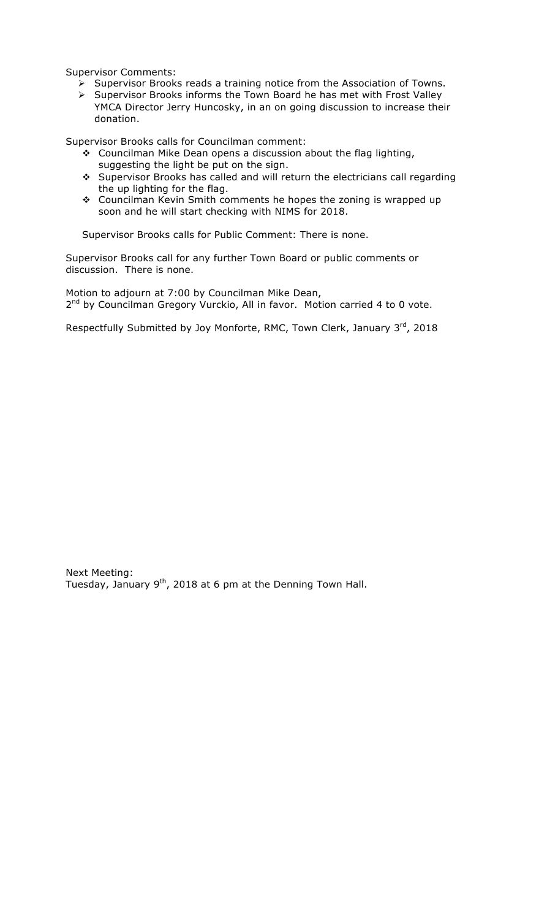Supervisor Comments:

- Supervisor Brooks reads a training notice from the Association of Towns.
- Supervisor Brooks informs the Town Board he has met with Frost Valley YMCA Director Jerry Huncosky, in an on going discussion to increase their donation.

Supervisor Brooks calls for Councilman comment:

- Councilman Mike Dean opens a discussion about the flag lighting, suggesting the light be put on the sign.
- Supervisor Brooks has called and will return the electricians call regarding the up lighting for the flag.
- Councilman Kevin Smith comments he hopes the zoning is wrapped up soon and he will start checking with NIMS for 2018.

Supervisor Brooks calls for Public Comment: There is none.

Supervisor Brooks call for any further Town Board or public comments or discussion. There is none.

Motion to adjourn at 7:00 by Councilman Mike Dean,
2nd by Councilman Gregory Vurckio, All in favor. Motion carried 4 to 0 vote.

Respectfully Submitted by Joy Monforte, RMC, Town Clerk, January 3rd, 2018

Next Meeting:
Tuesday, January 9th, 2018 at 6 pm at the Denning Town Hall.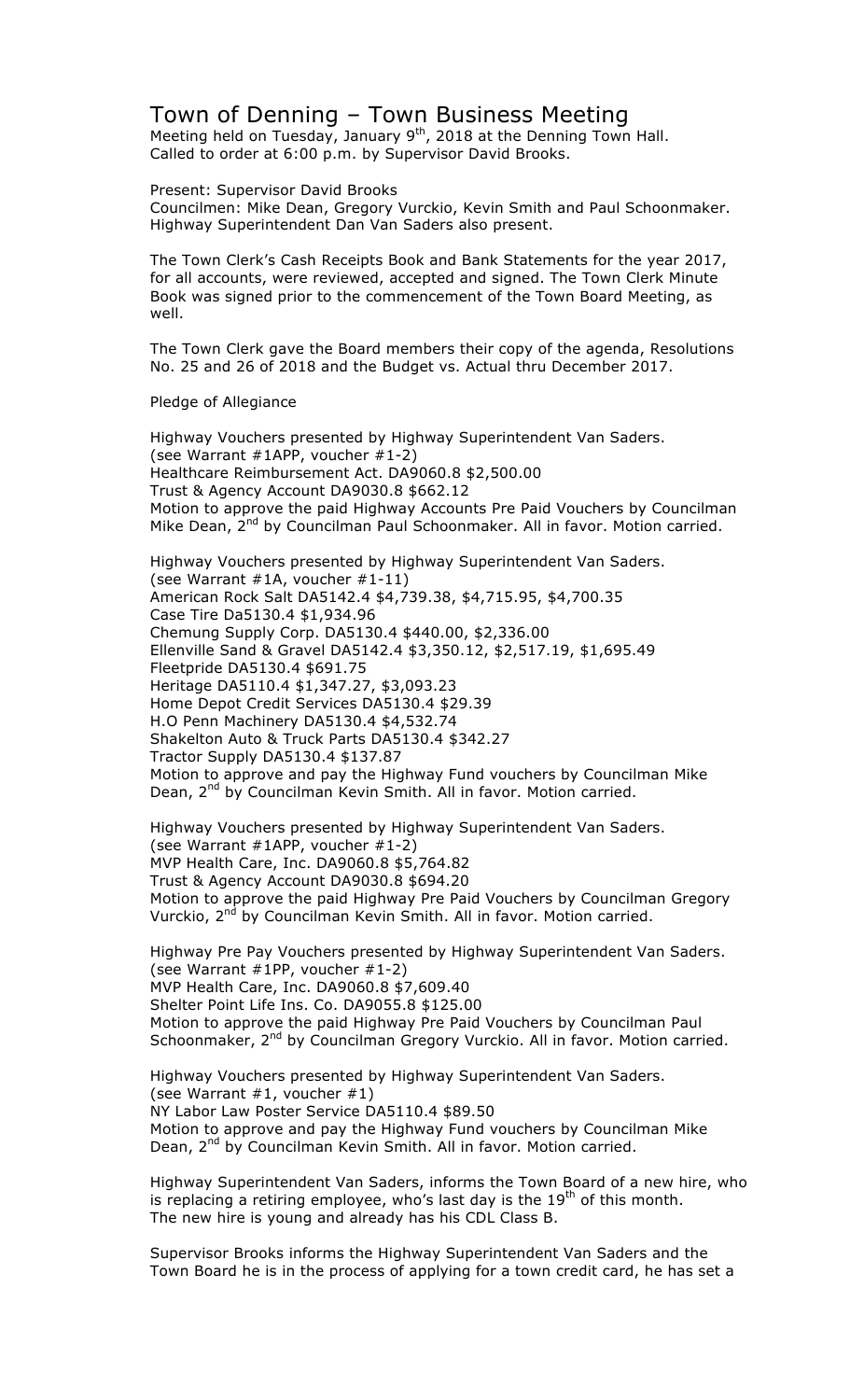# Town of Denning – Town Business Meeting

Meeting held on Tuesday, January 9th, 2018 at the Denning Town Hall.
Called to order at 6:00 p.m. by Supervisor David Brooks.

Present: Supervisor David Brooks
Councilmen: Mike Dean, Gregory Vurckio, Kevin Smith and Paul Schoonmaker.
Highway Superintendent Dan Van Saders also present.

The Town Clerk's Cash Receipts Book and Bank Statements for the year 2017, for all accounts, were reviewed, accepted and signed. The Town Clerk Minute Book was signed prior to the commencement of the Town Board Meeting, as well.

The Town Clerk gave the Board members their copy of the agenda, Resolutions No. 25 and 26 of 2018 and the Budget vs. Actual thru December 2017.

Pledge of Allegiance

Highway Vouchers presented by Highway Superintendent Van Saders.
(see Warrant #1APP, voucher #1-2)
Healthcare Reimbursement Act. DA9060.8 $2,500.00
Trust & Agency Account DA9030.8 $662.12
Motion to approve the paid Highway Accounts Pre Paid Vouchers by Councilman Mike Dean, 2nd by Councilman Paul Schoonmaker. All in favor. Motion carried.

Highway Vouchers presented by Highway Superintendent Van Saders.
(see Warrant #1A, voucher #1-11)
American Rock Salt DA5142.4 $4,739.38, $4,715.95, $4,700.35
Case Tire Da5130.4 $1,934.96
Chemung Supply Corp. DA5130.4 $440.00, $2,336.00
Ellenville Sand & Gravel DA5142.4 $3,350.12, $2,517.19, $1,695.49
Fleetpride DA5130.4 $691.75
Heritage DA5110.4 $1,347.27, $3,093.23
Home Depot Credit Services DA5130.4 $29.39
H.O Penn Machinery DA5130.4 $4,532.74
Shakelton Auto & Truck Parts DA5130.4 $342.27
Tractor Supply DA5130.4 $137.87
Motion to approve and pay the Highway Fund vouchers by Councilman Mike Dean, 2nd by Councilman Kevin Smith. All in favor. Motion carried.

Highway Vouchers presented by Highway Superintendent Van Saders.
(see Warrant #1APP, voucher #1-2)
MVP Health Care, Inc. DA9060.8 $5,764.82
Trust & Agency Account DA9030.8 $694.20
Motion to approve the paid Highway Pre Paid Vouchers by Councilman Gregory Vurckio, 2nd by Councilman Kevin Smith. All in favor. Motion carried.

Highway Pre Pay Vouchers presented by Highway Superintendent Van Saders.
(see Warrant #1PP, voucher #1-2)
MVP Health Care, Inc. DA9060.8 $7,609.40
Shelter Point Life Ins. Co. DA9055.8 $125.00
Motion to approve the paid Highway Pre Paid Vouchers by Councilman Paul Schoonmaker, 2nd by Councilman Gregory Vurckio. All in favor. Motion carried.

Highway Vouchers presented by Highway Superintendent Van Saders.
(see Warrant #1, voucher #1)
NY Labor Law Poster Service DA5110.4 $89.50
Motion to approve and pay the Highway Fund vouchers by Councilman Mike Dean, 2nd by Councilman Kevin Smith. All in favor. Motion carried.

Highway Superintendent Van Saders, informs the Town Board of a new hire, who is replacing a retiring employee, who's last day is the 19th of this month. The new hire is young and already has his CDL Class B.

Supervisor Brooks informs the Highway Superintendent Van Saders and the Town Board he is in the process of applying for a town credit card, he has set a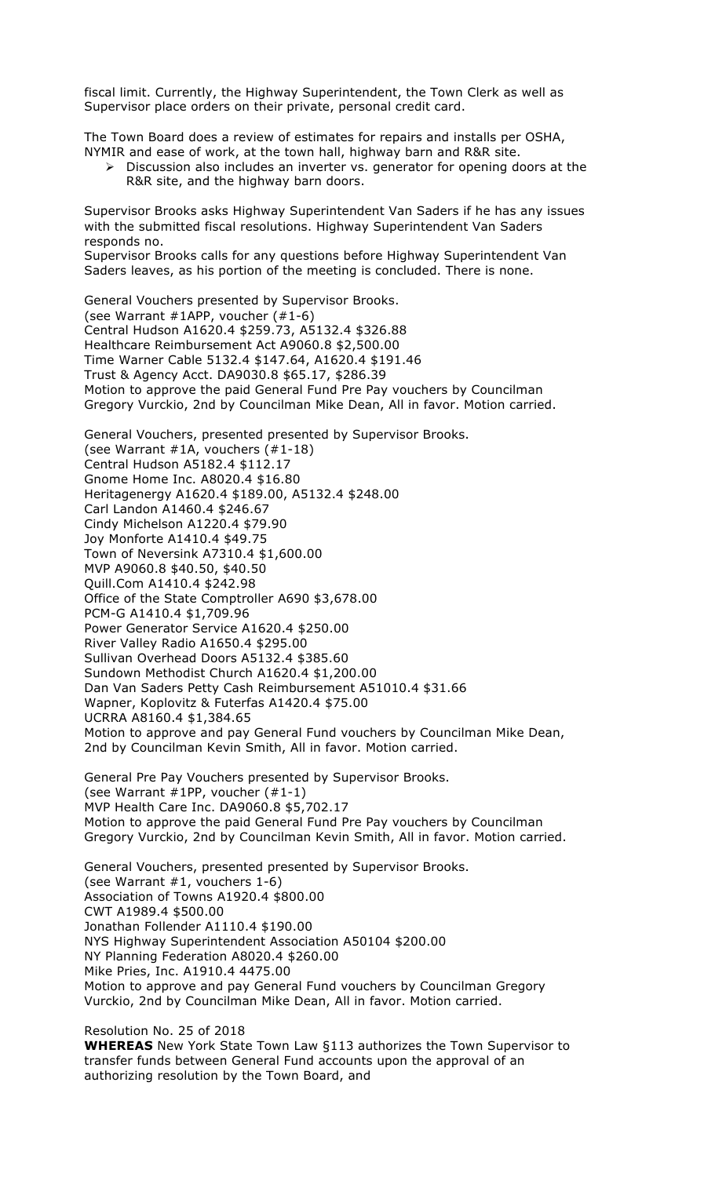fiscal limit. Currently, the Highway Superintendent, the Town Clerk as well as Supervisor place orders on their private, personal credit card.

The Town Board does a review of estimates for repairs and installs per OSHA, NYMIR and ease of work, at the town hall, highway barn and R&R site.

- Discussion also includes an inverter vs. generator for opening doors at the R&R site, and the highway barn doors.

Supervisor Brooks asks Highway Superintendent Van Saders if he has any issues with the submitted fiscal resolutions. Highway Superintendent Van Saders responds no.
Supervisor Brooks calls for any questions before Highway Superintendent Van Saders leaves, as his portion of the meeting is concluded. There is none.

General Vouchers presented by Supervisor Brooks.
(see Warrant #1APP, voucher (#1-6)
Central Hudson A1620.4 $259.73, A5132.4 $326.88
Healthcare Reimbursement Act A9060.8 $2,500.00
Time Warner Cable 5132.4 $147.64, A1620.4 $191.46
Trust & Agency Acct. DA9030.8 $65.17, $286.39
Motion to approve the paid General Fund Pre Pay vouchers by Councilman Gregory Vurckio, 2nd by Councilman Mike Dean, All in favor. Motion carried.

General Vouchers, presented presented by Supervisor Brooks.
(see Warrant #1A, vouchers (#1-18)
Central Hudson A5182.4 $112.17
Gnome Home Inc. A8020.4 $16.80
Heritagenergy A1620.4 $189.00, A5132.4 $248.00
Carl Landon A1460.4 $246.67
Cindy Michelson A1220.4 $79.90
Joy Monforte A1410.4 $49.75
Town of Neversink A7310.4 $1,600.00
MVP A9060.8 $40.50, $40.50
Quill.Com A1410.4 $242.98
Office of the State Comptroller A690 $3,678.00
PCM-G A1410.4 $1,709.96
Power Generator Service A1620.4 $250.00
River Valley Radio A1650.4 $295.00
Sullivan Overhead Doors A5132.4 $385.60
Sundown Methodist Church A1620.4 $1,200.00
Dan Van Saders Petty Cash Reimbursement A51010.4 $31.66
Wapner, Koplovitz & Futerfas A1420.4 $75.00
UCRRA A8160.4 $1,384.65
Motion to approve and pay General Fund vouchers by Councilman Mike Dean, 2nd by Councilman Kevin Smith, All in favor. Motion carried.

General Pre Pay Vouchers presented by Supervisor Brooks.
(see Warrant #1PP, voucher (#1-1)
MVP Health Care Inc. DA9060.8 $5,702.17
Motion to approve the paid General Fund Pre Pay vouchers by Councilman Gregory Vurckio, 2nd by Councilman Kevin Smith, All in favor. Motion carried.

General Vouchers, presented presented by Supervisor Brooks.
(see Warrant #1, vouchers 1-6)
Association of Towns A1920.4 $800.00
CWT A1989.4 $500.00
Jonathan Follender A1110.4 $190.00
NYS Highway Superintendent Association A50104 $200.00
NY Planning Federation A8020.4 $260.00
Mike Pries, Inc. A1910.4 4475.00
Motion to approve and pay General Fund vouchers by Councilman Gregory Vurckio, 2nd by Councilman Mike Dean, All in favor. Motion carried.

Resolution No. 25 of 2018
**WHEREAS** New York State Town Law §113 authorizes the Town Supervisor to transfer funds between General Fund accounts upon the approval of an authorizing resolution by the Town Board, and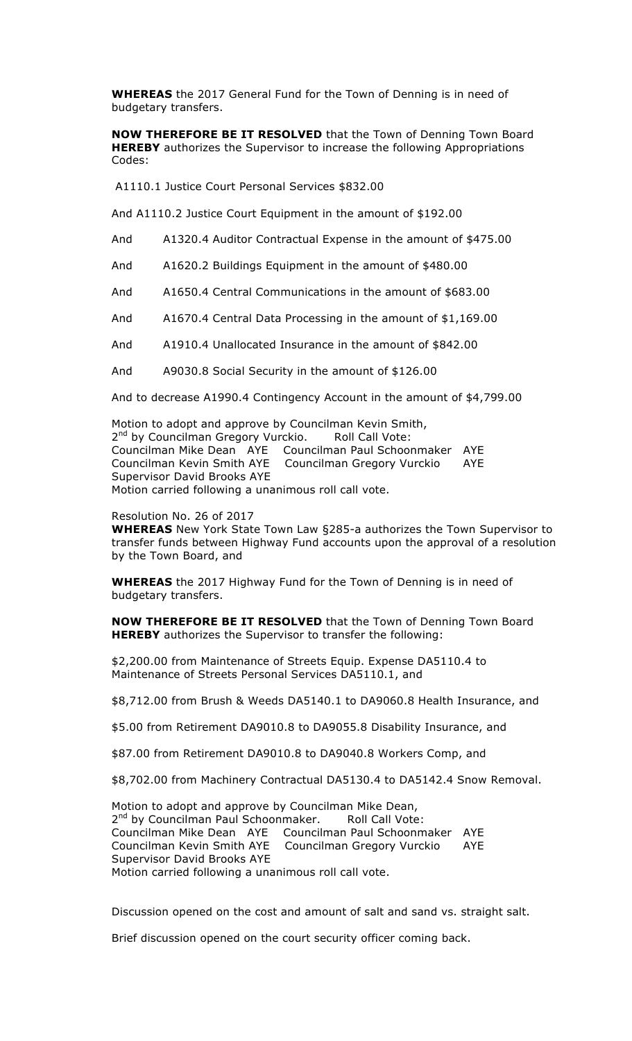**WHEREAS** the 2017 General Fund for the Town of Denning is in need of budgetary transfers.

**NOW THEREFORE BE IT RESOLVED** that the Town of Denning Town Board **HEREBY** authorizes the Supervisor to increase the following Appropriations Codes:

A1110.1 Justice Court Personal Services $832.00

And A1110.2 Justice Court Equipment in the amount of $192.00

And A1320.4 Auditor Contractual Expense in the amount of $475.00

And A1620.2 Buildings Equipment in the amount of $480.00

And A1650.4 Central Communications in the amount of $683.00

And A1670.4 Central Data Processing in the amount of $1,169.00

And A1910.4 Unallocated Insurance in the amount of $842.00

And A9030.8 Social Security in the amount of $126.00

And to decrease A1990.4 Contingency Account in the amount of $4,799.00

Motion to adopt and approve by Councilman Kevin Smith,
2nd by Councilman Gregory Vurckio. Roll Call Vote:
Councilman Mike Dean AYE Councilman Paul Schoonmaker AYE
Councilman Kevin Smith AYE Councilman Gregory Vurckio AYE
Supervisor David Brooks AYE
Motion carried following a unanimous roll call vote.

Resolution No. 26 of 2017
**WHEREAS** New York State Town Law §285-a authorizes the Town Supervisor to transfer funds between Highway Fund accounts upon the approval of a resolution by the Town Board, and

**WHEREAS** the 2017 Highway Fund for the Town of Denning is in need of budgetary transfers.

**NOW THEREFORE BE IT RESOLVED** that the Town of Denning Town Board **HEREBY** authorizes the Supervisor to transfer the following:

$2,200.00 from Maintenance of Streets Equip. Expense DA5110.4 to Maintenance of Streets Personal Services DA5110.1, and

$8,712.00 from Brush & Weeds DA5140.1 to DA9060.8 Health Insurance, and

$5.00 from Retirement DA9010.8 to DA9055.8 Disability Insurance, and

$87.00 from Retirement DA9010.8 to DA9040.8 Workers Comp, and

$8,702.00 from Machinery Contractual DA5130.4 to DA5142.4 Snow Removal.

Motion to adopt and approve by Councilman Mike Dean,
2nd by Councilman Paul Schoonmaker. Roll Call Vote:
Councilman Mike Dean AYE Councilman Paul Schoonmaker AYE
Councilman Kevin Smith AYE Councilman Gregory Vurckio AYE
Supervisor David Brooks AYE
Motion carried following a unanimous roll call vote.

Discussion opened on the cost and amount of salt and sand vs. straight salt.

Brief discussion opened on the court security officer coming back.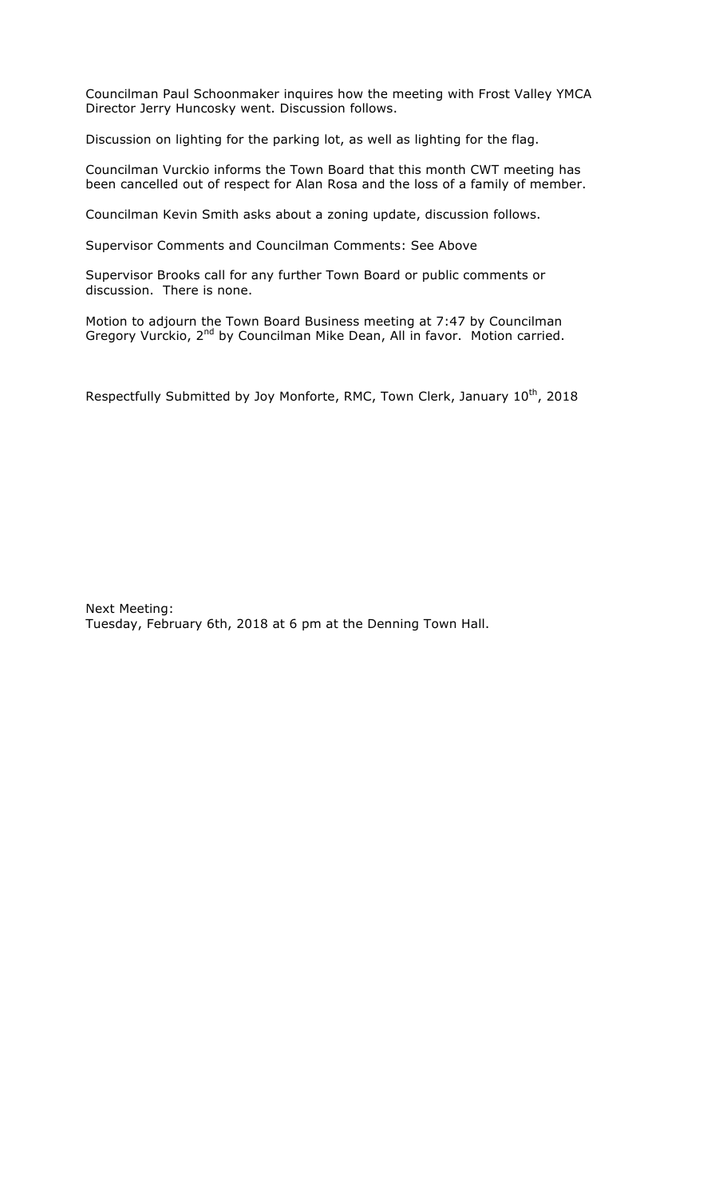Councilman Paul Schoonmaker inquires how the meeting with Frost Valley YMCA Director Jerry Huncosky went. Discussion follows.

Discussion on lighting for the parking lot, as well as lighting for the flag.

Councilman Vurckio informs the Town Board that this month CWT meeting has been cancelled out of respect for Alan Rosa and the loss of a family of member.

Councilman Kevin Smith asks about a zoning update, discussion follows.

Supervisor Comments and Councilman Comments: See Above

Supervisor Brooks call for any further Town Board or public comments or discussion. There is none.

Motion to adjourn the Town Board Business meeting at 7:47 by Councilman Gregory Vurckio, 2nd by Councilman Mike Dean, All in favor. Motion carried.

Respectfully Submitted by Joy Monforte, RMC, Town Clerk, January 10th, 2018

Next Meeting:
Tuesday, February 6th, 2018 at 6 pm at the Denning Town Hall.